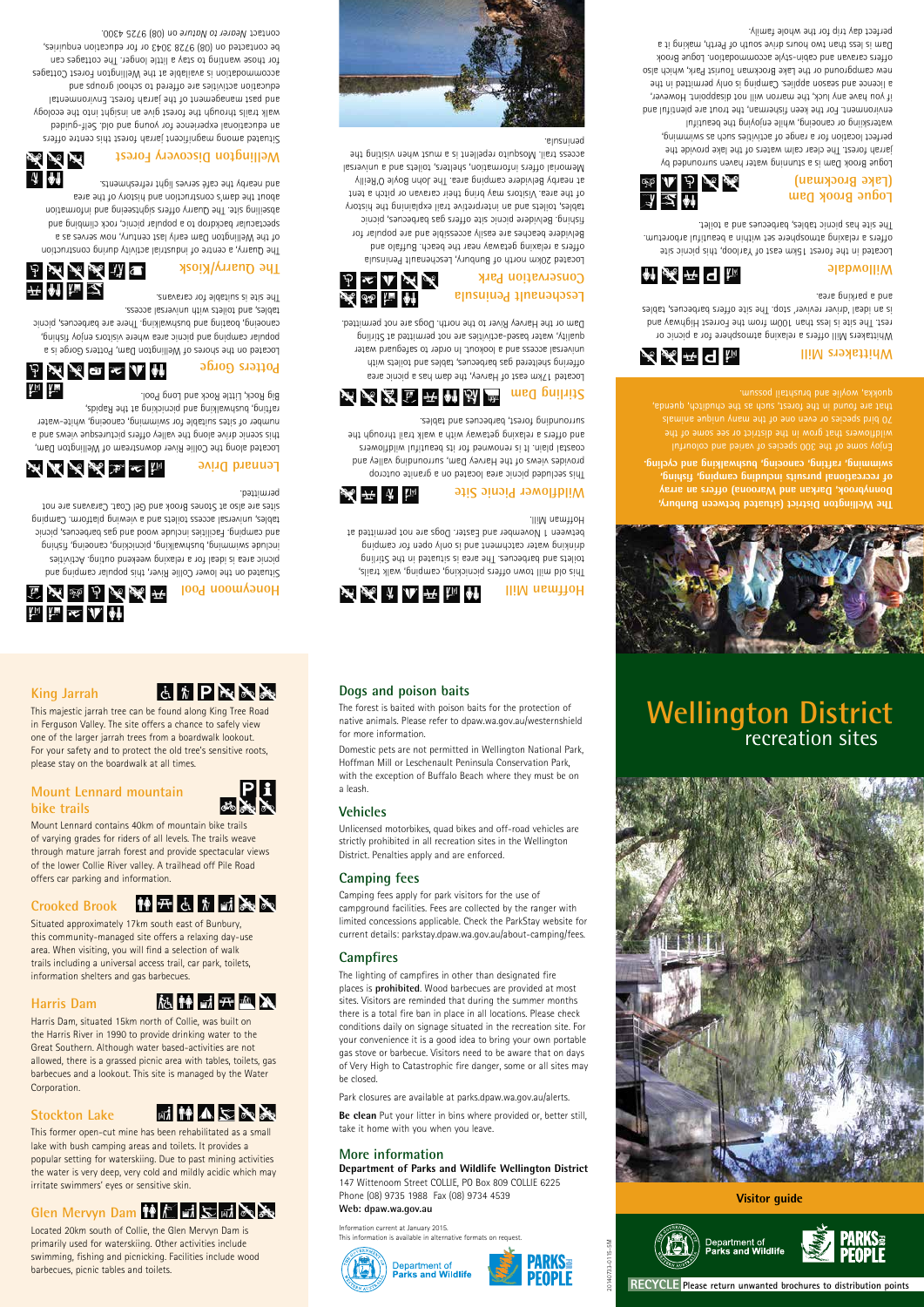# Wellington District

## recreation sites

**Visitor guide**

Department of Parks and Wildlife

PARKS FOR PEOPLE

**RECYCLE** Please return unwanted brochures to distribution points

**The Wellington District (situated between Bunbury, Donnybrook, Darkan and Waroona) offers an array of recreational pursuits including camping, fishing, swimming, rafting, canoeing, bushwalking and cycling.**

Enjoy some of the 300 species of varied and colourful wildflowers that grow in the district or see some of the 70 bird species or even one of the many unique animals that are found in the forest, such as the chuditch, quenda, quokka, woylie and brushtail possum.

## Whittakers Mill

Whittakers Mill offers a relaxing atmosphere for a picnic or rest. The site is less than 100m from the Forrest Highway and is an ideal 'driver reviver' stop. The site offers barbecues, tables and a parking area.

## Willowdale

Located in the forest 15km east of Yarloop, this picnic site offers a relaxing atmosphere set within a beautiful arboretum. The site has picnic tables, barbecues and a toilet.

## Logue Brook Dam (Lake Brockman)

Logue Brook Dam is a stunning water haven surrounded by jarrah forest. The clear calm waters of the lake provide the perfect location for a range of activities such as swimming, waterskiing or canoeing, while enjoying the beautiful environment. For the keen fisherman, the trout are plentiful and if you have any luck, the marron will not disappoint. However, a licence and season applies. Camping is only permitted in the new campground or the Lake Brockman Tourist Park, which also offers caravan and cabin-style accommodation. Logue Brook Dam is less than two hours drive south of Perth, making it a perfect day trip for the whole family.

## Hoffman Mill

This old mill town offers picnicking, camping, walk trails, toilets and barbecues. The area is situated in the Stirling drinking water catchment and is only open for camping between 1 November and Easter. Dogs are not permitted at Hoffman Mill.

## Wildflower Picnic Site

This secluded picnic area located on a granite outcrop provides views of the Harvey Dam, surrounding valley and coastal plain. It is renowned for its beautiful wildflowers and offers a relaxing getaway with a walk trail through the surrounding forest, barbecues and tables.

## Stirling Dam

Located 17km east of Harvey, the dam has a picnic area offering sheltered gas barbecues, tables and toilets with universal access and a lookout. In order to safeguard water quality, water based-activities are not permitted at Stirling Dam or the Harvey River to the north. Dogs are not permitted.

## Leschenault Peninsula Conservation Park

Located 20km north of Bunbury, Leschenault Peninsula offers a relaxing getaway near the beach. Buffalo and Belvidere beaches are easily accessible and are popular for fishing. Belvidere picnic site offers gas barbecues, picnic tables, toilets and an interpretive trail explaining the history of the area. Visitors may bring their caravan or pitch a tent at nearby Belvidere camping area. The John Boyle O'Reilly Memorial offers information, shelters, toilets and a universal access trail. Mosquito repellent is a must when visiting the peninsula.

## Honeymoon Pool

Situated on the lower Collie River, this popular camping and picnic area is ideal for a relaxing weekend outing. Activities include swimming, bushwalking, picnicking, canoeing, fishing and camping. Facilities include wood and gas barbecues, picnic tables, universal access toilets and a viewing platform. Camping sites are also at Stones Brook and Gel Coat. Caravans are not permitted.

## Lennard Drive

Located along the Collie River downstream of Wellington Dam, this scenic drive along the valley offers picturesque views and a number of sites suitable for swimming, canoeing, white-water rafting, bushwalking and picnicking at the Rapids, Big Rock, Little Rock and Long Pool.

## Potters Gorge

Located on the shores of Wellington Dam, Potters Gorge is a popular camping and picnic area where visitors enjoy fishing, canoeing, boating and bushwalking. There are barbecues, picnic tables, and toilets with universal access. The site is suitable for caravans.

## The Quarry/Kiosk

The Quarry, a centre of industrial activity during construction of the Wellington Dam early last century, now serves as a spectacular backdrop to a popular picnic, rock climbing and abseiling site. The Quarry offers sightseeing and information about the dam's construction and history of the area and nearby the café serves light refreshments.

## Wellington Discovery Forest

Situated among magnificent jarrah forest this centre offers an educational experience for young and old. Self-guided walk trails through the forest give an insight into the ecology and past management of the jarrah forest. Environmental education activities are offered to school groups and accommodation is available at the Wellington Forest Cottages for those wanting to stay a little longer. The cottages can be contacted on (08) 9728 3043 or for education enquiries, contact *Nearer to Nature* on (08) 9725 4300.

## King Jarrah

This majestic jarrah tree can be found along King Tree Road in Ferguson Valley. The site offers a chance to safely view one of the larger jarrah trees from a boardwalk lookout. For your safety and to protect the old tree's sensitive roots, please stay on the boardwalk at all times.

## Mount Lennard mountain bike trails

Mount Lennard contains 40km of mountain bike trails of varying grades for riders of all levels. The trails weave through mature jarrah forest and provide spectacular views of the lower Collie River valley. A trailhead off Pile Road offers car parking and information.

## Crooked Brook

Situated approximately 17km south east of Bunbury, this community-managed site offers a relaxing day-use area. When visiting, you will find a selection of walk trails including a universal access trail, car park, toilets, information shelters and gas barbecues.

## Harris Dam

Harris Dam, situated 15km north of Collie, was built on the Harris River in 1990 to provide drinking water to the Great Southern. Although water based-activities are not allowed, there is a grassed picnic area with tables, toilets, gas barbecues and a lookout. This site is managed by the Water Corporation.

## Stockton Lake

This former open-cut mine has been rehabilitated as a small lake with bush camping areas and toilets. It provides a popular setting for waterskiing. Due to past mining activities the water is very deep, very cold and mildly acidic which may irritate swimmers' eyes or sensitive skin.

## Glen Mervyn Dam

Located 20km south of Collie, the Glen Mervyn Dam is primarily used for waterskiing. Other activities include swimming, fishing and picnicking. Facilities include wood barbecues, picnic tables and toilets.

## Dogs and poison baits

The forest is baited with poison baits for the protection of native animals. Please refer to dpaw.wa.gov.au/westernshield for more information.

Domestic pets are not permitted in Wellington National Park, Hoffman Mill or Leschenault Peninsula Conservation Park, with the exception of Buffalo Beach where they must be on a leash.

## Vehicles

Unlicensed motorbikes, quad bikes and off-road vehicles are strictly prohibited in all recreation sites in the Wellington District. Penalties apply and are enforced.

## Camping fees

Camping fees apply for park visitors for the use of campground facilities. Fees are collected by the ranger with limited concessions applicable. Check the ParkStay website for current details: parkstay.dpaw.wa.gov.au/about-camping/fees.

## Campfires

The lighting of campfires in other than designated fire places is **prohibited**. Wood barbecues are provided at most sites. Visitors are reminded that during the summer months there is a total fire ban in place in all locations. Please check conditions daily on signage situated in the recreation site. For your convenience it is a good idea to bring your own portable gas stove or barbecue. Visitors need to be aware that on days of Very High to Catastrophic fire danger, some or all sites may be closed.

Park closures are available at parks.dpaw.wa.gov.au/alerts.

**Be clean** Put your litter in bins where provided or, better still, take it home with you when you leave.

## More information

**Department of Parks and Wildlife Wellington District**
147 Wittenoom Street COLLIE, PO Box 809 COLLIE 6225
Phone (08) 9735 1988 Fax (08) 9734 4539
**Web: dpaw.wa.gov.au**

Information current at January 2015.
This information is available in alternative formats on request.

Department of Parks and Wildlife — PARKS FOR PEOPLE

20140733-0115-5M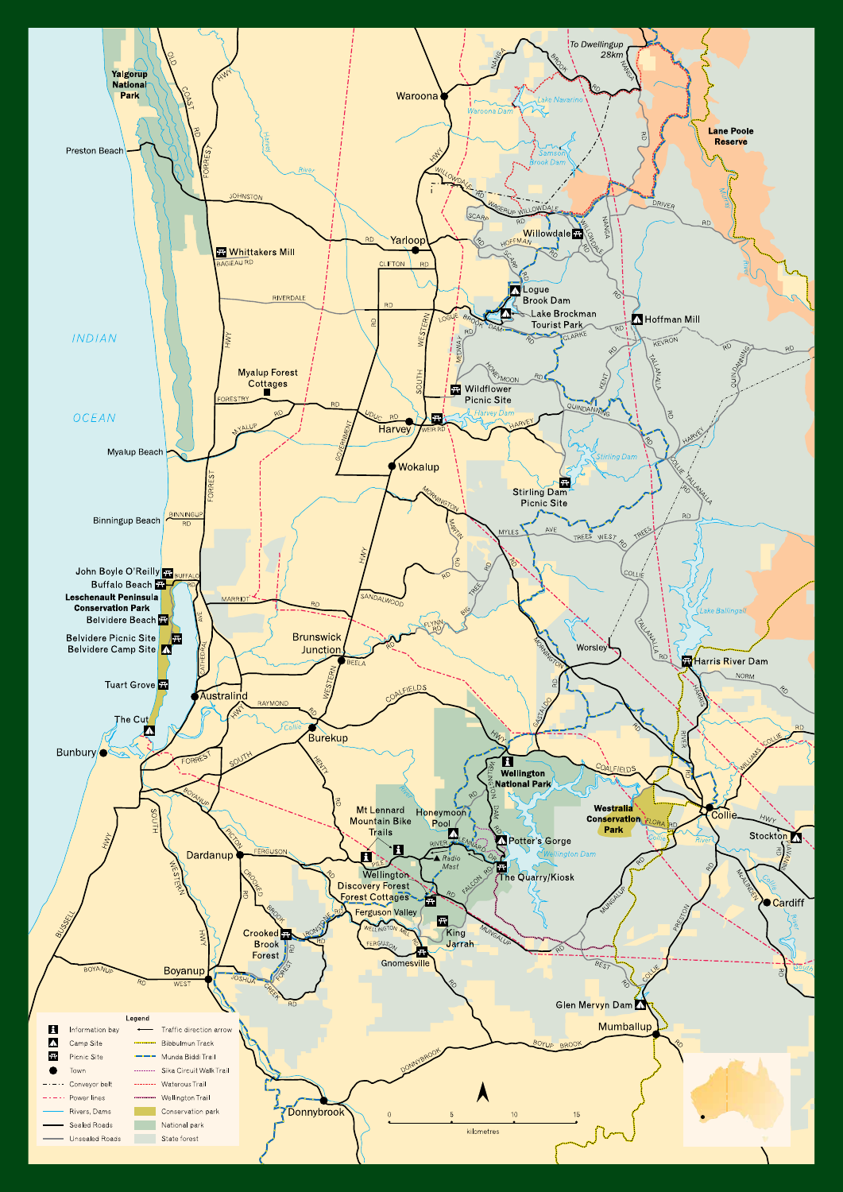Yalgorup National Park

Preston Beach

Waroona

To Dwellingup 28km

Lane Poole Reserve

Lake Navarino

Waroona Dam

Samson Brook Dam

Yarloop

Willowdale

Whittakers Mill

Logue Brook Dam

Lake Brockman Tourist Park

Hoffman Mill

INDIAN OCEAN

Myalup Forest Cottages

Wildflower Picnic Site

Harvey Dam

Harvey

Myalup Beach

Wokalup

Stirling Dam

Stirling Dam Picnic Site

Binningup Beach

John Boyle O'Reilly

Buffalo Beach

Leschenault Peninsula Conservation Park

Belvidere Beach

Belvidere Picnic Site

Belvidere Camp Site

Lake Ballingall

Brunswick Junction

Worsley

Harris River Dam

Tuart Grove

Australind

The Cut

Bunbury

Burekup

Wellington National Park

Westralia Conservation Park

Collie

Stockton

Mt Lennard Mountain Bike Trails

Honeymoon Pool

Potter's Gorge

Wellington Dam

Radio Mast

Dardanup

Wellington Discovery Forest

Forest Cottages

The Quarry/Kiosk

Cardiff

Ferguson Valley

Crooked Brook Forest

King Jarrah

Gnomesville

Boyanup

Glen Mervyn Dam

Mumballup

Donnybrook

0 5 10 15

kilometres

Legend

Information bay

Camp Site

Picnic Site

Town

Conveyor belt

Power lines

Rivers, Dams

Sealed Roads

Unsealed Roads

Traffic direction arrow

Bibbulmun Track

Munda Biddi Trail

Sika Circuit Walk Trail

Waterous Trail

Wellington Trail

Conservation park

National park

State forest